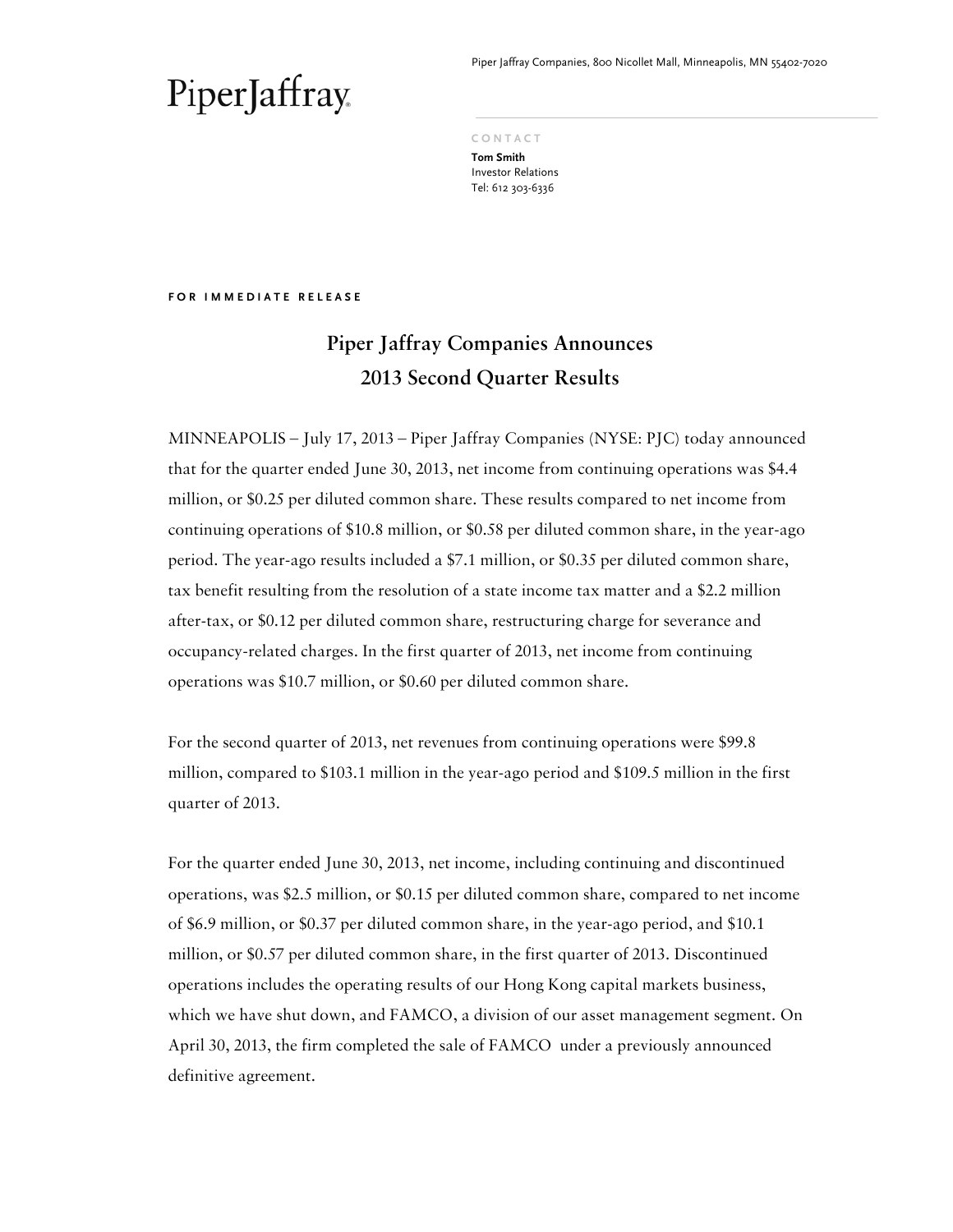PiperJaffray

Piper Jaffray Companies, 800 Nicollet Mall, Minneapolis, MN 55402-7020

CONTACT

**Tom Smith**
Investor Relations
Tel: 612 303-6336

**FOR IMMEDIATE RELEASE**

# Piper Jaffray Companies Announces 2013 Second Quarter Results

MINNEAPOLIS – July 17, 2013 – Piper Jaffray Companies (NYSE: PJC) today announced that for the quarter ended June 30, 2013, net income from continuing operations was $4.4 million, or $0.25 per diluted common share. These results compared to net income from continuing operations of $10.8 million, or $0.58 per diluted common share, in the year-ago period. The year-ago results included a $7.1 million, or $0.35 per diluted common share, tax benefit resulting from the resolution of a state income tax matter and a $2.2 million after-tax, or $0.12 per diluted common share, restructuring charge for severance and occupancy-related charges. In the first quarter of 2013, net income from continuing operations was $10.7 million, or $0.60 per diluted common share.

For the second quarter of 2013, net revenues from continuing operations were $99.8 million, compared to $103.1 million in the year-ago period and $109.5 million in the first quarter of 2013.

For the quarter ended June 30, 2013, net income, including continuing and discontinued operations, was $2.5 million, or $0.15 per diluted common share, compared to net income of $6.9 million, or $0.37 per diluted common share, in the year-ago period, and $10.1 million, or $0.57 per diluted common share, in the first quarter of 2013. Discontinued operations includes the operating results of our Hong Kong capital markets business, which we have shut down, and FAMCO, a division of our asset management segment. On April 30, 2013, the firm completed the sale of FAMCO under a previously announced definitive agreement.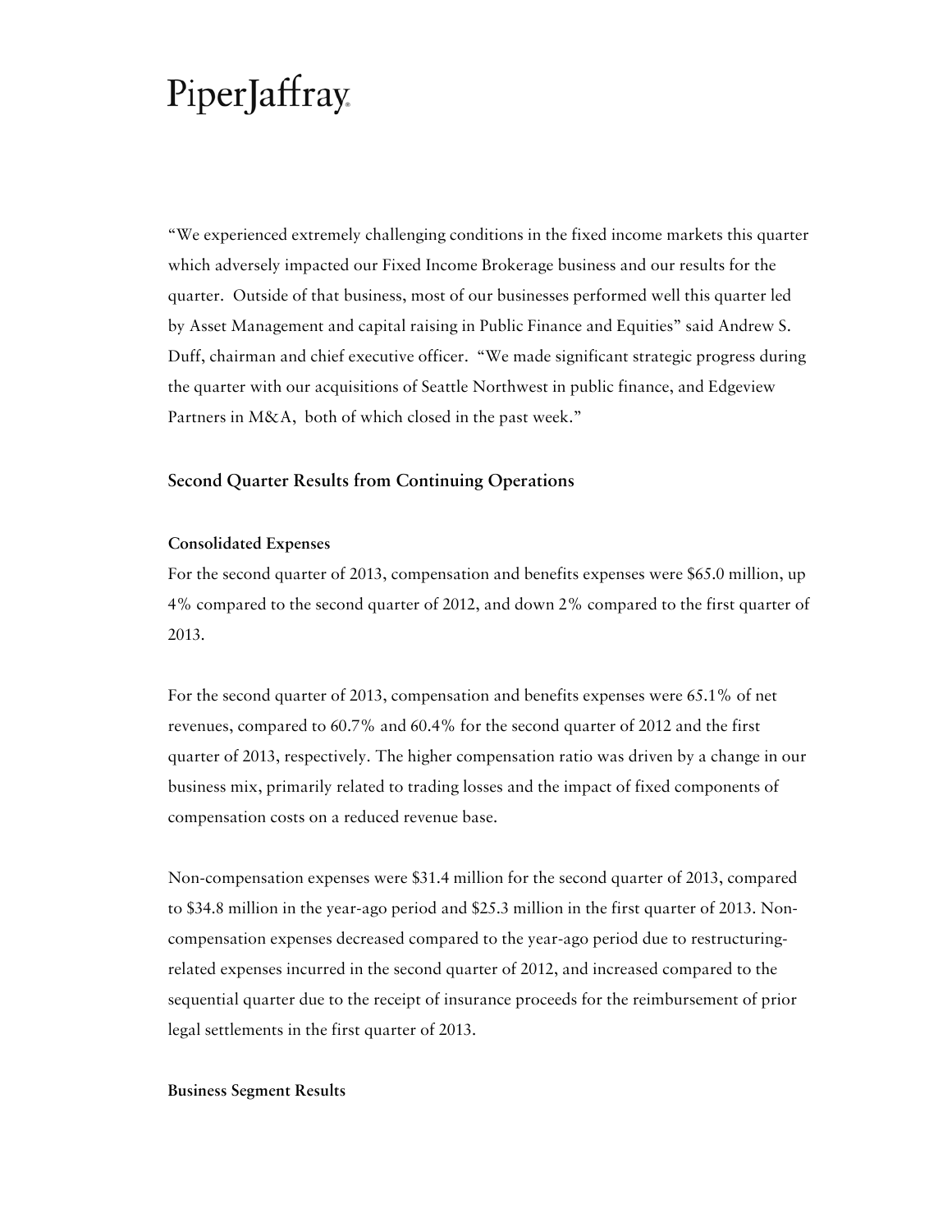“We experienced extremely challenging conditions in the fixed income markets this quarter which adversely impacted our Fixed Income Brokerage business and our results for the quarter. Outside of that business, most of our businesses performed well this quarter led by Asset Management and capital raising in Public Finance and Equities” said Andrew S. Duff, chairman and chief executive officer. “We made significant strategic progress during the quarter with our acquisitions of Seattle Northwest in public finance, and Edgeview Partners in M&A, both of which closed in the past week.”

## Second Quarter Results from Continuing Operations

### Consolidated Expenses

For the second quarter of 2013, compensation and benefits expenses were $65.0 million, up 4% compared to the second quarter of 2012, and down 2% compared to the first quarter of 2013.

For the second quarter of 2013, compensation and benefits expenses were 65.1% of net revenues, compared to 60.7% and 60.4% for the second quarter of 2012 and the first quarter of 2013, respectively. The higher compensation ratio was driven by a change in our business mix, primarily related to trading losses and the impact of fixed components of compensation costs on a reduced revenue base.

Non-compensation expenses were $31.4 million for the second quarter of 2013, compared to $34.8 million in the year-ago period and $25.3 million in the first quarter of 2013. Non-compensation expenses decreased compared to the year-ago period due to restructuring-related expenses incurred in the second quarter of 2012, and increased compared to the sequential quarter due to the receipt of insurance proceeds for the reimbursement of prior legal settlements in the first quarter of 2013.

### Business Segment Results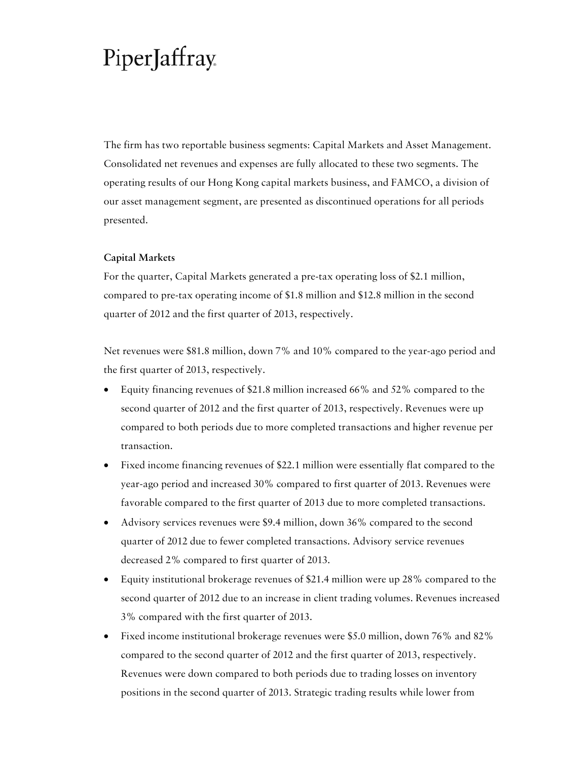PiperJaffray

The firm has two reportable business segments: Capital Markets and Asset Management. Consolidated net revenues and expenses are fully allocated to these two segments. The operating results of our Hong Kong capital markets business, and FAMCO, a division of our asset management segment, are presented as discontinued operations for all periods presented.

**Capital Markets**

For the quarter, Capital Markets generated a pre-tax operating loss of $2.1 million, compared to pre-tax operating income of $1.8 million and $12.8 million in the second quarter of 2012 and the first quarter of 2013, respectively.

Net revenues were $81.8 million, down 7% and 10% compared to the year-ago period and the first quarter of 2013, respectively.

- Equity financing revenues of $21.8 million increased 66% and 52% compared to the second quarter of 2012 and the first quarter of 2013, respectively. Revenues were up compared to both periods due to more completed transactions and higher revenue per transaction.
- Fixed income financing revenues of $22.1 million were essentially flat compared to the year-ago period and increased 30% compared to first quarter of 2013. Revenues were favorable compared to the first quarter of 2013 due to more completed transactions.
- Advisory services revenues were $9.4 million, down 36% compared to the second quarter of 2012 due to fewer completed transactions. Advisory service revenues decreased 2% compared to first quarter of 2013.
- Equity institutional brokerage revenues of $21.4 million were up 28% compared to the second quarter of 2012 due to an increase in client trading volumes. Revenues increased 3% compared with the first quarter of 2013.
- Fixed income institutional brokerage revenues were $5.0 million, down 76% and 82% compared to the second quarter of 2012 and the first quarter of 2013, respectively. Revenues were down compared to both periods due to trading losses on inventory positions in the second quarter of 2013. Strategic trading results while lower from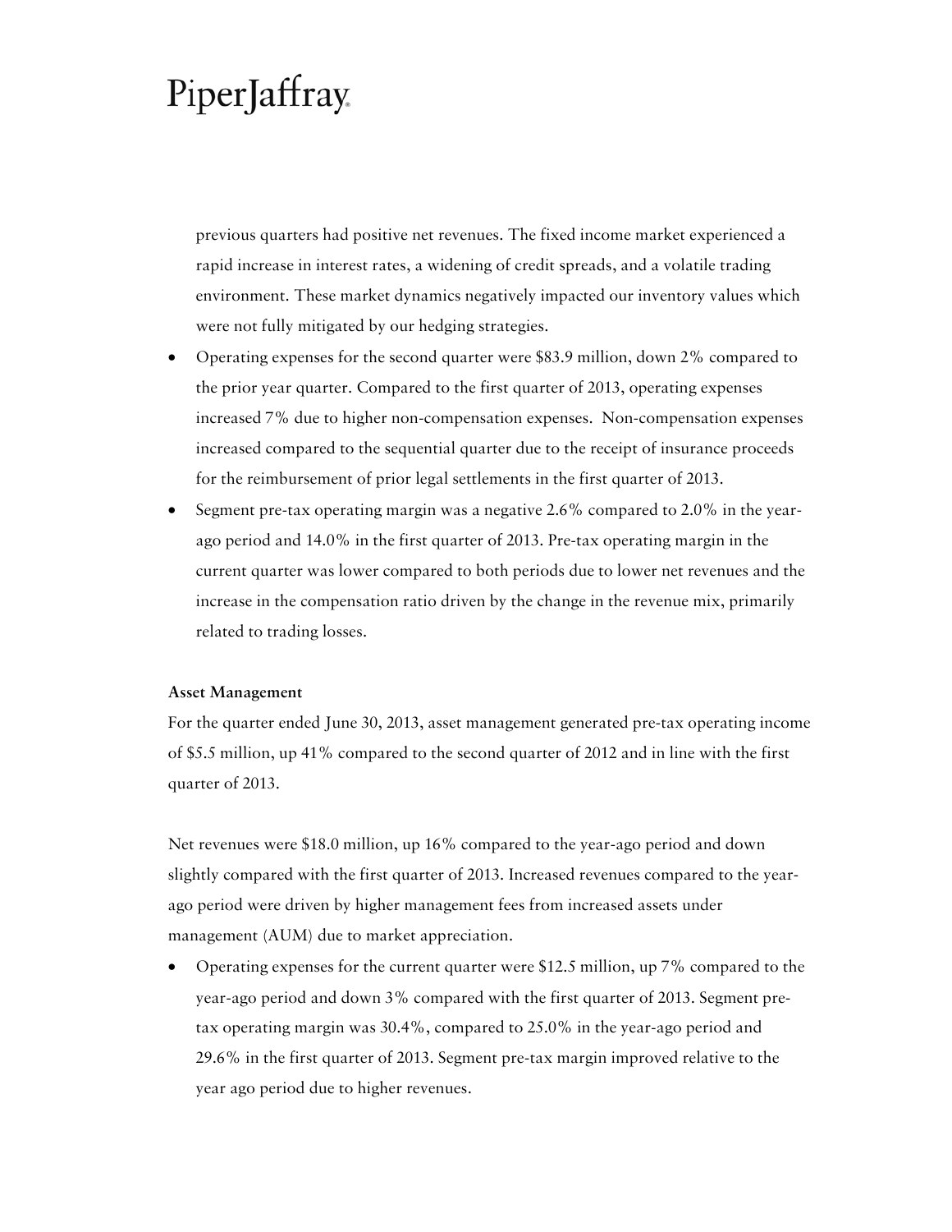previous quarters had positive net revenues. The fixed income market experienced a rapid increase in interest rates, a widening of credit spreads, and a volatile trading environment. These market dynamics negatively impacted our inventory values which were not fully mitigated by our hedging strategies.

- Operating expenses for the second quarter were $83.9 million, down 2% compared to the prior year quarter. Compared to the first quarter of 2013, operating expenses increased 7% due to higher non-compensation expenses. Non-compensation expenses increased compared to the sequential quarter due to the receipt of insurance proceeds for the reimbursement of prior legal settlements in the first quarter of 2013.
- Segment pre-tax operating margin was a negative 2.6% compared to 2.0% in the year-ago period and 14.0% in the first quarter of 2013. Pre-tax operating margin in the current quarter was lower compared to both periods due to lower net revenues and the increase in the compensation ratio driven by the change in the revenue mix, primarily related to trading losses.

**Asset Management**

For the quarter ended June 30, 2013, asset management generated pre-tax operating income of $5.5 million, up 41% compared to the second quarter of 2012 and in line with the first quarter of 2013.

Net revenues were $18.0 million, up 16% compared to the year-ago period and down slightly compared with the first quarter of 2013. Increased revenues compared to the year-ago period were driven by higher management fees from increased assets under management (AUM) due to market appreciation.

- Operating expenses for the current quarter were $12.5 million, up 7% compared to the year-ago period and down 3% compared with the first quarter of 2013. Segment pre-tax operating margin was 30.4%, compared to 25.0% in the year-ago period and 29.6% in the first quarter of 2013. Segment pre-tax margin improved relative to the year ago period due to higher revenues.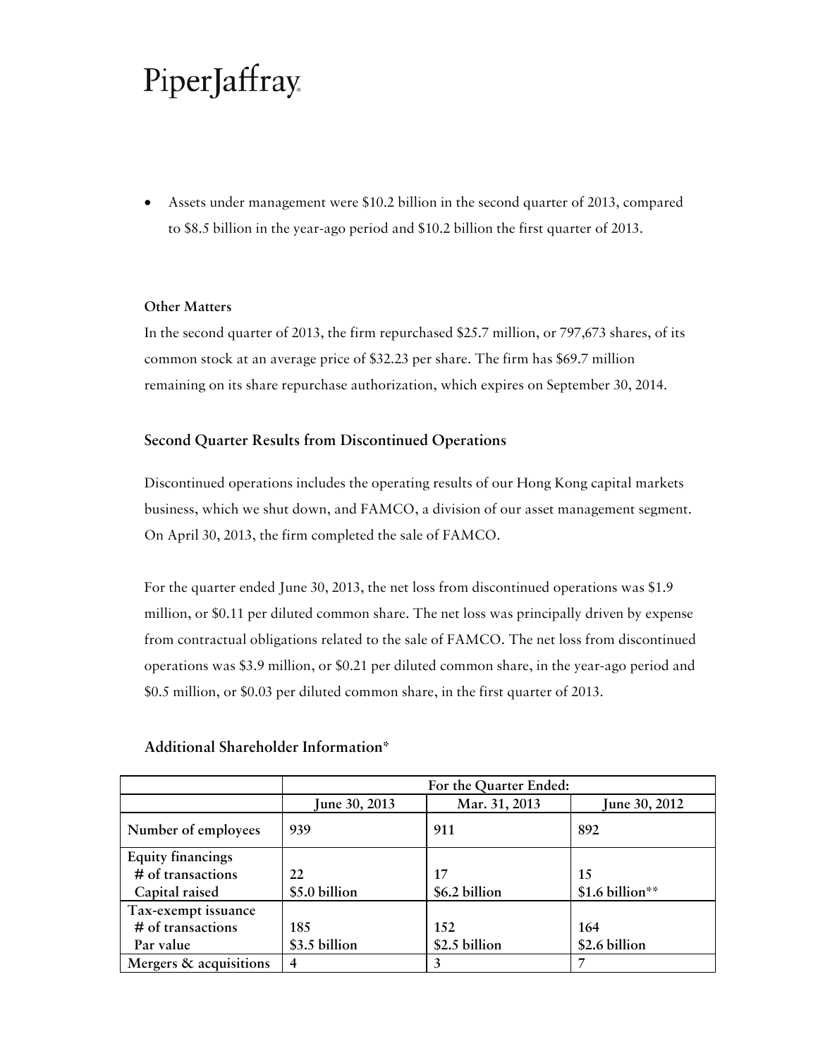- Assets under management were $10.2 billion in the second quarter of 2013, compared to $8.5 billion in the year-ago period and $10.2 billion the first quarter of 2013.

**Other Matters**

In the second quarter of 2013, the firm repurchased $25.7 million, or 797,673 shares, of its common stock at an average price of $32.23 per share. The firm has $69.7 million remaining on its share repurchase authorization, which expires on September 30, 2014.

## Second Quarter Results from Discontinued Operations

Discontinued operations includes the operating results of our Hong Kong capital markets business, which we shut down, and FAMCO, a division of our asset management segment. On April 30, 2013, the firm completed the sale of FAMCO.

For the quarter ended June 30, 2013, the net loss from discontinued operations was $1.9 million, or $0.11 per diluted common share. The net loss was principally driven by expense from contractual obligations related to the sale of FAMCO. The net loss from discontinued operations was $3.9 million, or $0.21 per diluted common share, in the year-ago period and $0.5 million, or $0.03 per diluted common share, in the first quarter of 2013.

## Additional Shareholder Information*

| | For the Quarter Ended: | | |
|---|---|---|---|
| | June 30, 2013 | Mar. 31, 2013 | June 30, 2012 |
| **Number of employees** | 939 | 911 | 892 |
| **Equity financings** | | | |
| # of transactions | 22 | 17 | 15 |
| Capital raised | $5.0 billion | $6.2 billion | $1.6 billion** |
| **Tax-exempt issuance** | | | |
| # of transactions | 185 | 152 | 164 |
| Par value | $3.5 billion | $2.5 billion | $2.6 billion |
| **Mergers & acquisitions** | 4 | 3 | 7 |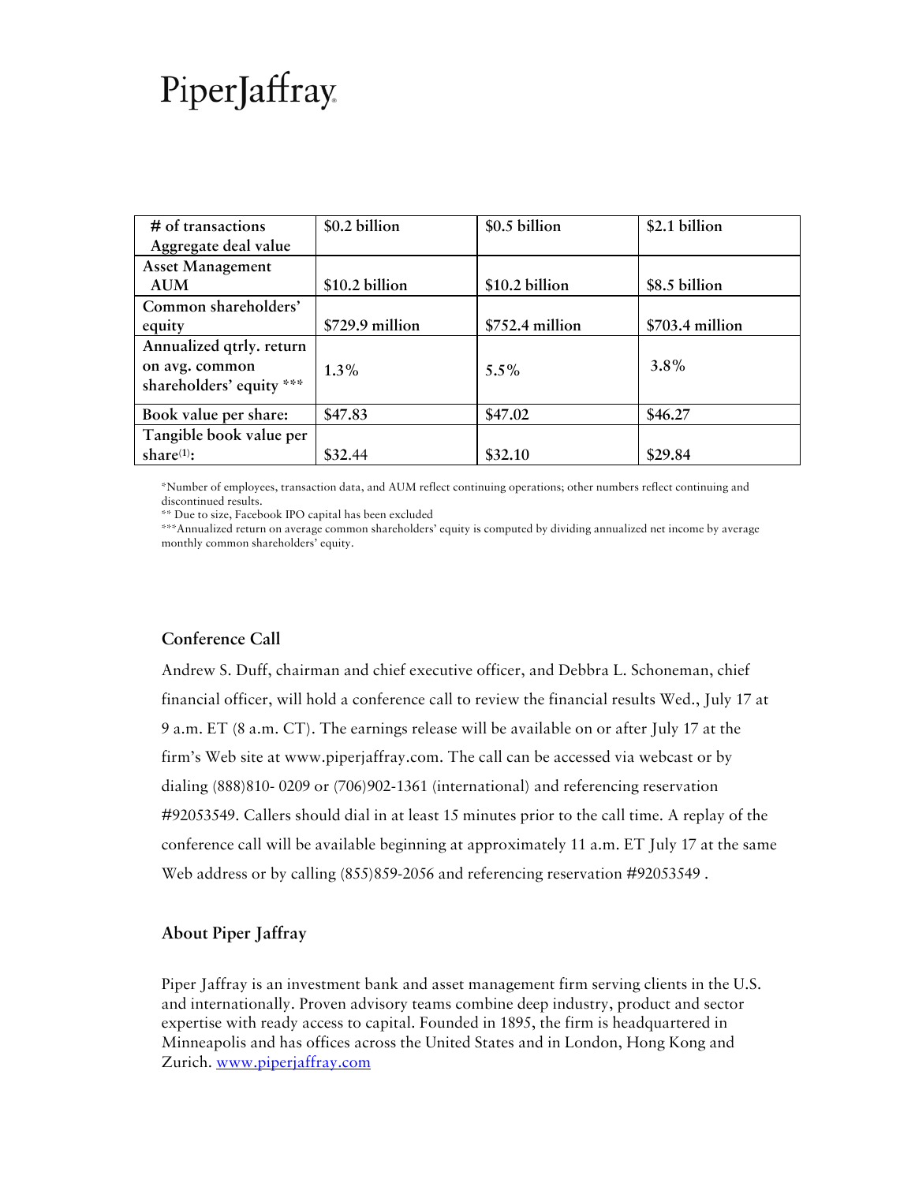| # of transactions<br>Aggregate deal value | $0.2 billion | $0.5 billion | $2.1 billion |
|---|---|---|---|
| Asset Management<br>AUM | $10.2 billion | $10.2 billion | $8.5 billion |
| Common shareholders' equity | $729.9 million | $752.4 million | $703.4 million |
| Annualized qtrly. return on avg. common shareholders' equity *** | 1.3% | 5.5% | 3.8% |
| Book value per share: | $47.83 | $47.02 | $46.27 |
| Tangible book value per share(1): | $32.44 | $32.10 | $29.84 |

*Number of employees, transaction data, and AUM reflect continuing operations; other numbers reflect continuing and discontinued results.
** Due to size, Facebook IPO capital has been excluded
***Annualized return on average common shareholders' equity is computed by dividing annualized net income by average monthly common shareholders' equity.

## Conference Call

Andrew S. Duff, chairman and chief executive officer, and Debbra L. Schoneman, chief financial officer, will hold a conference call to review the financial results Wed., July 17 at 9 a.m. ET (8 a.m. CT). The earnings release will be available on or after July 17 at the firm's Web site at www.piperjaffray.com. The call can be accessed via webcast or by dialing (888)810- 0209 or (706)902-1361 (international) and referencing reservation #92053549. Callers should dial in at least 15 minutes prior to the call time. A replay of the conference call will be available beginning at approximately 11 a.m. ET July 17 at the same Web address or by calling (855)859-2056 and referencing reservation #92053549 .

## About Piper Jaffray

Piper Jaffray is an investment bank and asset management firm serving clients in the U.S. and internationally. Proven advisory teams combine deep industry, product and sector expertise with ready access to capital. Founded in 1895, the firm is headquartered in Minneapolis and has offices across the United States and in London, Hong Kong and Zurich. www.piperjaffray.com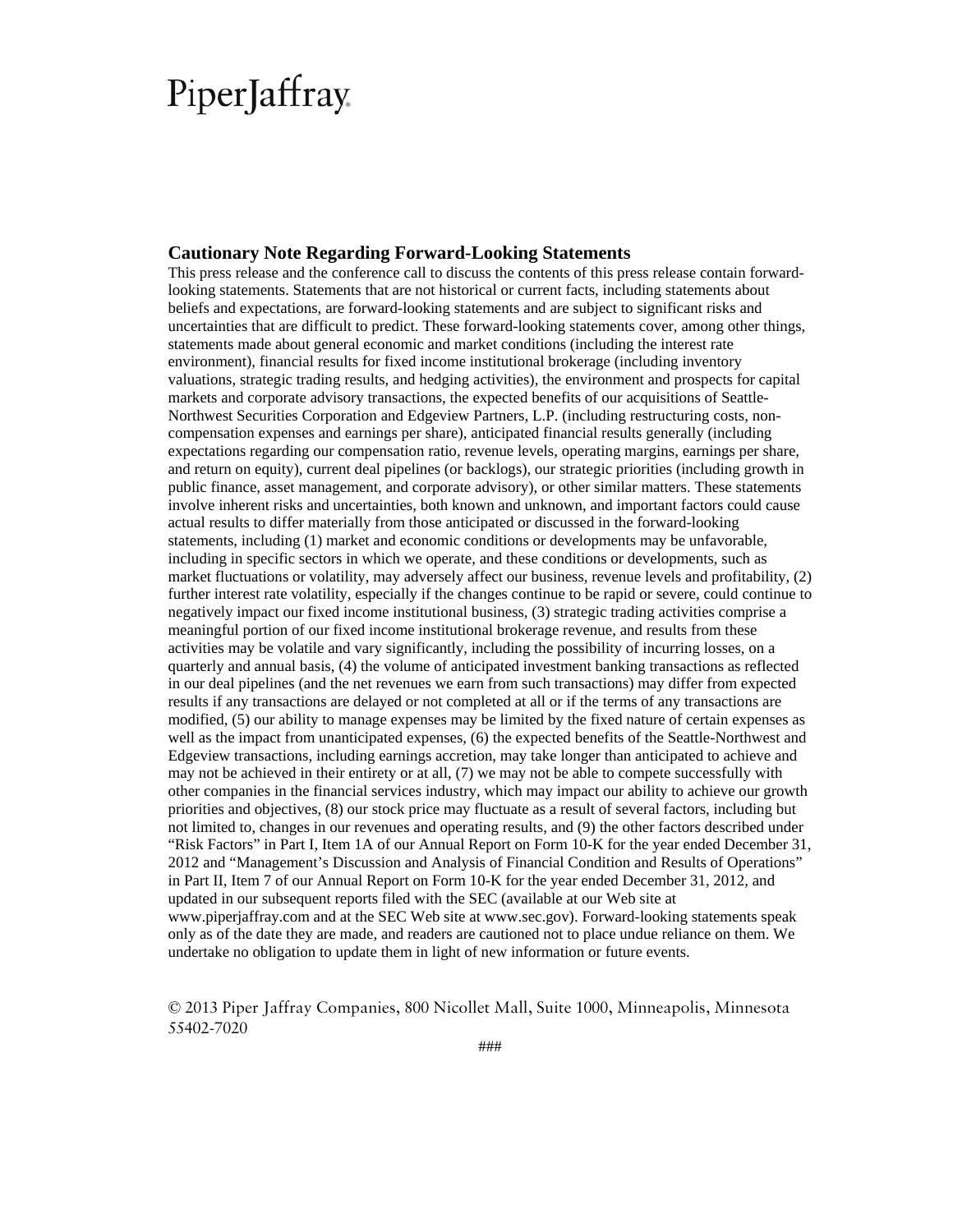PiperJaffray

## Cautionary Note Regarding Forward-Looking Statements

This press release and the conference call to discuss the contents of this press release contain forward-looking statements. Statements that are not historical or current facts, including statements about beliefs and expectations, are forward-looking statements and are subject to significant risks and uncertainties that are difficult to predict. These forward-looking statements cover, among other things, statements made about general economic and market conditions (including the interest rate environment), financial results for fixed income institutional brokerage (including inventory valuations, strategic trading results, and hedging activities), the environment and prospects for capital markets and corporate advisory transactions, the expected benefits of our acquisitions of Seattle-Northwest Securities Corporation and Edgeview Partners, L.P. (including restructuring costs, non-compensation expenses and earnings per share), anticipated financial results generally (including expectations regarding our compensation ratio, revenue levels, operating margins, earnings per share, and return on equity), current deal pipelines (or backlogs), our strategic priorities (including growth in public finance, asset management, and corporate advisory), or other similar matters. These statements involve inherent risks and uncertainties, both known and unknown, and important factors could cause actual results to differ materially from those anticipated or discussed in the forward-looking statements, including (1) market and economic conditions or developments may be unfavorable, including in specific sectors in which we operate, and these conditions or developments, such as market fluctuations or volatility, may adversely affect our business, revenue levels and profitability, (2) further interest rate volatility, especially if the changes continue to be rapid or severe, could continue to negatively impact our fixed income institutional business, (3) strategic trading activities comprise a meaningful portion of our fixed income institutional brokerage revenue, and results from these activities may be volatile and vary significantly, including the possibility of incurring losses, on a quarterly and annual basis, (4) the volume of anticipated investment banking transactions as reflected in our deal pipelines (and the net revenues we earn from such transactions) may differ from expected results if any transactions are delayed or not completed at all or if the terms of any transactions are modified, (5) our ability to manage expenses may be limited by the fixed nature of certain expenses as well as the impact from unanticipated expenses, (6) the expected benefits of the Seattle-Northwest and Edgeview transactions, including earnings accretion, may take longer than anticipated to achieve and may not be achieved in their entirety or at all, (7) we may not be able to compete successfully with other companies in the financial services industry, which may impact our ability to achieve our growth priorities and objectives, (8) our stock price may fluctuate as a result of several factors, including but not limited to, changes in our revenues and operating results, and (9) the other factors described under "Risk Factors" in Part I, Item 1A of our Annual Report on Form 10-K for the year ended December 31, 2012 and "Management's Discussion and Analysis of Financial Condition and Results of Operations" in Part II, Item 7 of our Annual Report on Form 10-K for the year ended December 31, 2012, and updated in our subsequent reports filed with the SEC (available at our Web site at www.piperjaffray.com and at the SEC Web site at www.sec.gov). Forward-looking statements speak only as of the date they are made, and readers are cautioned not to place undue reliance on them. We undertake no obligation to update them in light of new information or future events.

© 2013 Piper Jaffray Companies, 800 Nicollet Mall, Suite 1000, Minneapolis, Minnesota 55402-7020

###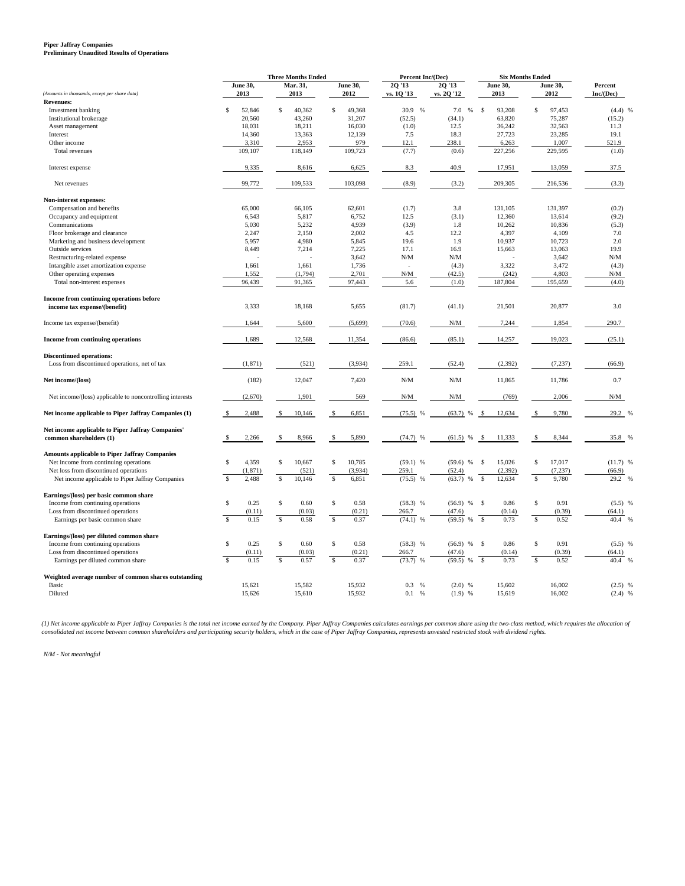**Piper Jaffray Companies**
**Preliminary Unaudited Results of Operations**

| *(Amounts in thousands, except per share data)* | Three Months Ended June 30, 2013 | Three Months Ended Mar. 31, 2013 | Three Months Ended June 30, 2012 | Percent Inc/(Dec) 2Q '13 vs. 1Q '13 | Percent Inc/(Dec) 2Q '13 vs. 2Q '12 | Six Months Ended June 30, 2013 | Six Months Ended June 30, 2012 | Percent Inc/(Dec) |
|---|---|---|---|---|---|---|---|---|
| **Revenues:** | | | | | | | | |
| Investment banking | $ 52,846 | $ 40,362 | $ 49,368 | 30.9 % | 7.0 % | $ 93,208 | $ 97,453 | (4.4) % |
| Institutional brokerage | 20,560 | 43,260 | 31,207 | (52.5) | (34.1) | 63,820 | 75,287 | (15.2) |
| Asset management | 18,031 | 18,211 | 16,030 | (1.0) | 12.5 | 36,242 | 32,563 | 11.3 |
| Interest | 14,360 | 13,363 | 12,139 | 7.5 | 18.3 | 27,723 | 23,285 | 19.1 |
| Other income | 3,310 | 2,953 | 979 | 12.1 | 238.1 | 6,263 | 1,007 | 521.9 |
| Total revenues | 109,107 | 118,149 | 109,723 | (7.7) | (0.6) | 227,256 | 229,595 | (1.0) |
| Interest expense | 9,335 | 8,616 | 6,625 | 8.3 | 40.9 | 17,951 | 13,059 | 37.5 |
| Net revenues | 99,772 | 109,533 | 103,098 | (8.9) | (3.2) | 209,305 | 216,536 | (3.3) |
| **Non-interest expenses:** | | | | | | | | |
| Compensation and benefits | 65,000 | 66,105 | 62,601 | (1.7) | 3.8 | 131,105 | 131,397 | (0.2) |
| Occupancy and equipment | 6,543 | 5,817 | 6,752 | 12.5 | (3.1) | 12,360 | 13,614 | (9.2) |
| Communications | 5,030 | 5,232 | 4,939 | (3.9) | 1.8 | 10,262 | 10,836 | (5.3) |
| Floor brokerage and clearance | 2,247 | 2,150 | 2,002 | 4.5 | 12.2 | 4,397 | 4,109 | 7.0 |
| Marketing and business development | 5,957 | 4,980 | 5,845 | 19.6 | 1.9 | 10,937 | 10,723 | 2.0 |
| Outside services | 8,449 | 7,214 | 7,225 | 17.1 | 16.9 | 15,663 | 13,063 | 19.9 |
| Restructuring-related expense | - | - | 3,642 | N/M | N/M | - | 3,642 | N/M |
| Intangible asset amortization expense | 1,661 | 1,661 | 1,736 | - | (4.3) | 3,322 | 3,472 | (4.3) |
| Other operating expenses | 1,552 | (1,794) | 2,701 | N/M | (42.5) | (242) | 4,803 | N/M |
| Total non-interest expenses | 96,439 | 91,365 | 97,443 | 5.6 | (1.0) | 187,804 | 195,659 | (4.0) |
| **Income from continuing operations before income tax expense/(benefit)** | 3,333 | 18,168 | 5,655 | (81.7) | (41.1) | 21,501 | 20,877 | 3.0 |
| Income tax expense/(benefit) | 1,644 | 5,600 | (5,699) | (70.6) | N/M | 7,244 | 1,854 | 290.7 |
| **Income from continuing operations** | 1,689 | 12,568 | 11,354 | (86.6) | (85.1) | 14,257 | 19,023 | (25.1) |
| **Discontinued operations:** | | | | | | | | |
| Loss from discontinued operations, net of tax | (1,871) | (521) | (3,934) | 259.1 | (52.4) | (2,392) | (7,237) | (66.9) |
| **Net income/(loss)** | (182) | 12,047 | 7,420 | N/M | N/M | 11,865 | 11,786 | 0.7 |
| Net income/(loss) applicable to noncontrolling interests | (2,670) | 1,901 | 569 | N/M | N/M | (769) | 2,006 | N/M |
| **Net income applicable to Piper Jaffray Companies (1)** | $ 2,488 | $ 10,146 | $ 6,851 | (75.5) % | (63.7) % | $ 12,634 | $ 9,780 | 29.2 % |
| **Net income applicable to Piper Jaffray Companies' common shareholders (1)** | $ 2,266 | $ 8,966 | $ 5,890 | (74.7) % | (61.5) % | $ 11,333 | $ 8,344 | 35.8 % |
| **Amounts applicable to Piper Jaffray Companies** | | | | | | | | |
| Net income from continuing operations | $ 4,359 | $ 10,667 | $ 10,785 | (59.1) % | (59.6) % | $ 15,026 | $ 17,017 | (11.7) % |
| Net loss from discontinued operations | (1,871) | (521) | (3,934) | 259.1 | (52.4) | (2,392) | (7,237) | (66.9) |
| Net income applicable to Piper Jaffray Companies | $ 2,488 | $ 10,146 | $ 6,851 | (75.5) % | (63.7) % | $ 12,634 | $ 9,780 | 29.2 % |
| **Earnings/(loss) per basic common share** | | | | | | | | |
| Income from continuing operations | $ 0.25 | $ 0.60 | $ 0.58 | (58.3) % | (56.9) % | $ 0.86 | $ 0.91 | (5.5) % |
| Loss from discontinued operations | (0.11) | (0.03) | (0.21) | 266.7 | (47.6) | (0.14) | (0.39) | (64.1) |
| Earnings per basic common share | $ 0.15 | $ 0.58 | $ 0.37 | (74.1) % | (59.5) % | $ 0.73 | $ 0.52 | 40.4 % |
| **Earnings/(loss) per diluted common share** | | | | | | | | |
| Income from continuing operations | $ 0.25 | $ 0.60 | $ 0.58 | (58.3) % | (56.9) % | $ 0.86 | $ 0.91 | (5.5) % |
| Loss from discontinued operations | (0.11) | (0.03) | (0.21) | 266.7 | (47.6) | (0.14) | (0.39) | (64.1) |
| Earnings per diluted common share | $ 0.15 | $ 0.57 | $ 0.37 | (73.7) % | (59.5) % | $ 0.73 | $ 0.52 | 40.4 % |
| **Weighted average number of common shares outstanding** | | | | | | | | |
| Basic | 15,621 | 15,582 | 15,932 | 0.3 % | (2.0) % | 15,602 | 16,002 | (2.5) % |
| Diluted | 15,626 | 15,610 | 15,932 | 0.1 % | (1.9) % | 15,619 | 16,002 | (2.4) % |

*(1) Net income applicable to Piper Jaffray Companies is the total net income earned by the Company. Piper Jaffray Companies calculates earnings per common share using the two-class method, which requires the allocation of consolidated net income between common shareholders and participating security holders, which in the case of Piper Jaffray Companies, represents unvested restricted stock with dividend rights.*

*N/M - Not meaningful*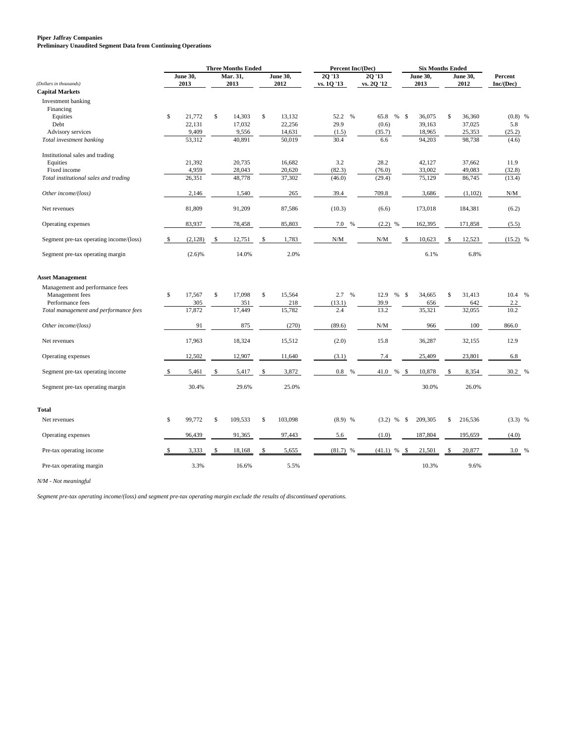**Piper Jaffray Companies**
**Preliminary Unaudited Segment Data from Continuing Operations**

| *(Dollars in thousands)* | Three Months Ended June 30, 2013 | Three Months Ended Mar. 31, 2013 | Three Months Ended June 30, 2012 | Percent Inc/(Dec) 2Q '13 vs. 1Q '13 | Percent Inc/(Dec) 2Q '13 vs. 2Q '12 | Six Months Ended June 30, 2013 | Six Months Ended June 30, 2012 | Percent Inc/(Dec) |
|---|---|---|---|---|---|---|---|---|
| **Capital Markets** | | | | | | | | |
| Investment banking | | | | | | | | |
| Financing | | | | | | | | |
| Equities | $ 21,772 | $ 14,303 | $ 13,132 | 52.2 % | 65.8 % | $ 36,075 | $ 36,360 | (0.8) % |
| Debt | 22,131 | 17,032 | 22,256 | 29.9 | (0.6) | 39,163 | 37,025 | 5.8 |
| Advisory services | 9,409 | 9,556 | 14,631 | (1.5) | (35.7) | 18,965 | 25,353 | (25.2) |
| *Total investment banking* | 53,312 | 40,891 | 50,019 | 30.4 | 6.6 | 94,203 | 98,738 | (4.6) |
| Institutional sales and trading | | | | | | | | |
| Equities | 21,392 | 20,735 | 16,682 | 3.2 | 28.2 | 42,127 | 37,662 | 11.9 |
| Fixed income | 4,959 | 28,043 | 20,620 | (82.3) | (76.0) | 33,002 | 49,083 | (32.8) |
| *Total institutional sales and trading* | 26,351 | 48,778 | 37,302 | (46.0) | (29.4) | 75,129 | 86,745 | (13.4) |
| *Other income/(loss)* | 2,146 | 1,540 | 265 | 39.4 | 709.8 | 3,686 | (1,102) | N/M |
| Net revenues | 81,809 | 91,209 | 87,586 | (10.3) | (6.6) | 173,018 | 184,381 | (6.2) |
| Operating expenses | 83,937 | 78,458 | 85,803 | 7.0 % | (2.2) % | 162,395 | 171,858 | (5.5) |
| Segment pre-tax operating income/(loss) | $ (2,128) | $ 12,751 | $ 1,783 | N/M | N/M | $ 10,623 | $ 12,523 | (15.2) % |
| Segment pre-tax operating margin | (2.6)% | 14.0% | 2.0% | | | 6.1% | 6.8% | |
| **Asset Management** | | | | | | | | |
| Management and performance fees | | | | | | | | |
| Management fees | $ 17,567 | $ 17,098 | $ 15,564 | 2.7 % | 12.9 % | $ 34,665 | $ 31,413 | 10.4 % |
| Performance fees | 305 | 351 | 218 | (13.1) | 39.9 | 656 | 642 | 2.2 |
| *Total management and performance fees* | 17,872 | 17,449 | 15,782 | 2.4 | 13.2 | 35,321 | 32,055 | 10.2 |
| *Other income/(loss)* | 91 | 875 | (270) | (89.6) | N/M | 966 | 100 | 866.0 |
| Net revenues | 17,963 | 18,324 | 15,512 | (2.0) | 15.8 | 36,287 | 32,155 | 12.9 |
| Operating expenses | 12,502 | 12,907 | 11,640 | (3.1) | 7.4 | 25,409 | 23,801 | 6.8 |
| Segment pre-tax operating income | $ 5,461 | $ 5,417 | $ 3,872 | 0.8 % | 41.0 % | $ 10,878 | $ 8,354 | 30.2 % |
| Segment pre-tax operating margin | 30.4% | 29.6% | 25.0% | | | 30.0% | 26.0% | |
| **Total** | | | | | | | | |
| Net revenues | $ 99,772 | $ 109,533 | $ 103,098 | (8.9) % | (3.2) % | $ 209,305 | $ 216,536 | (3.3) % |
| Operating expenses | 96,439 | 91,365 | 97,443 | 5.6 | (1.0) | 187,804 | 195,659 | (4.0) |
| Pre-tax operating income | $ 3,333 | $ 18,168 | $ 5,655 | (81.7) % | (41.1) % | $ 21,501 | $ 20,877 | 3.0 % |
| Pre-tax operating margin | 3.3% | 16.6% | 5.5% | | | 10.3% | 9.6% | |

*N/M - Not meaningful*

*Segment pre-tax operating income/(loss) and segment pre-tax operating margin exclude the results of discontinued operations.*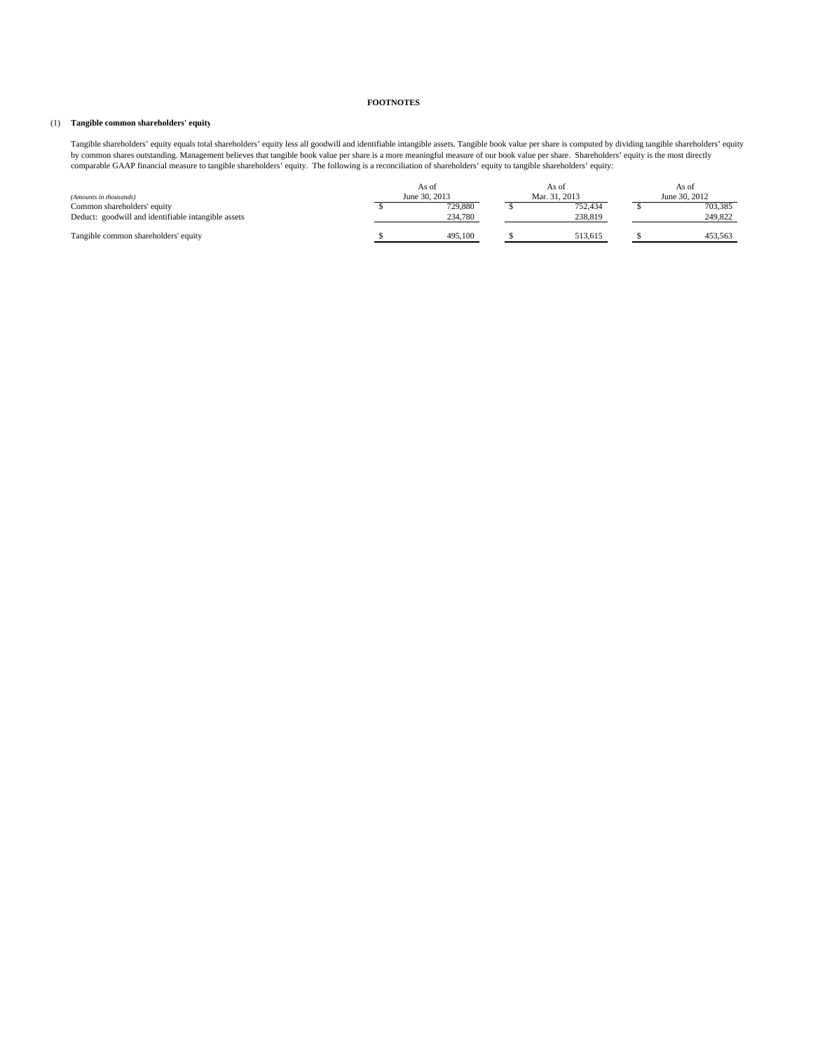**FOOTNOTES**

(1) **Tangible common shareholders' equity**

Tangible shareholders' equity equals total shareholders' equity less all goodwill and identifiable intangible assets. Tangible book value per share is computed by dividing tangible shareholders' equity by common shares outstanding. Management believes that tangible book value per share is a more meaningful measure of our book value per share. Shareholders' equity is the most directly comparable GAAP financial measure to tangible shareholders' equity. The following is a reconciliation of shareholders' equity to tangible shareholders' equity:

| *(Amounts in thousands)* | As of June 30, 2013 | As of Mar. 31, 2013 | As of June 30, 2012 |
|---|---|---|---|
| Common shareholders' equity | $ 729,880 | $ 752,434 | $ 703,385 |
| Deduct: goodwill and identifiable intangible assets | 234,780 | 238,819 | 249,822 |
| Tangible common shareholders' equity | $ 495,100 | $ 513,615 | $ 453,563 |